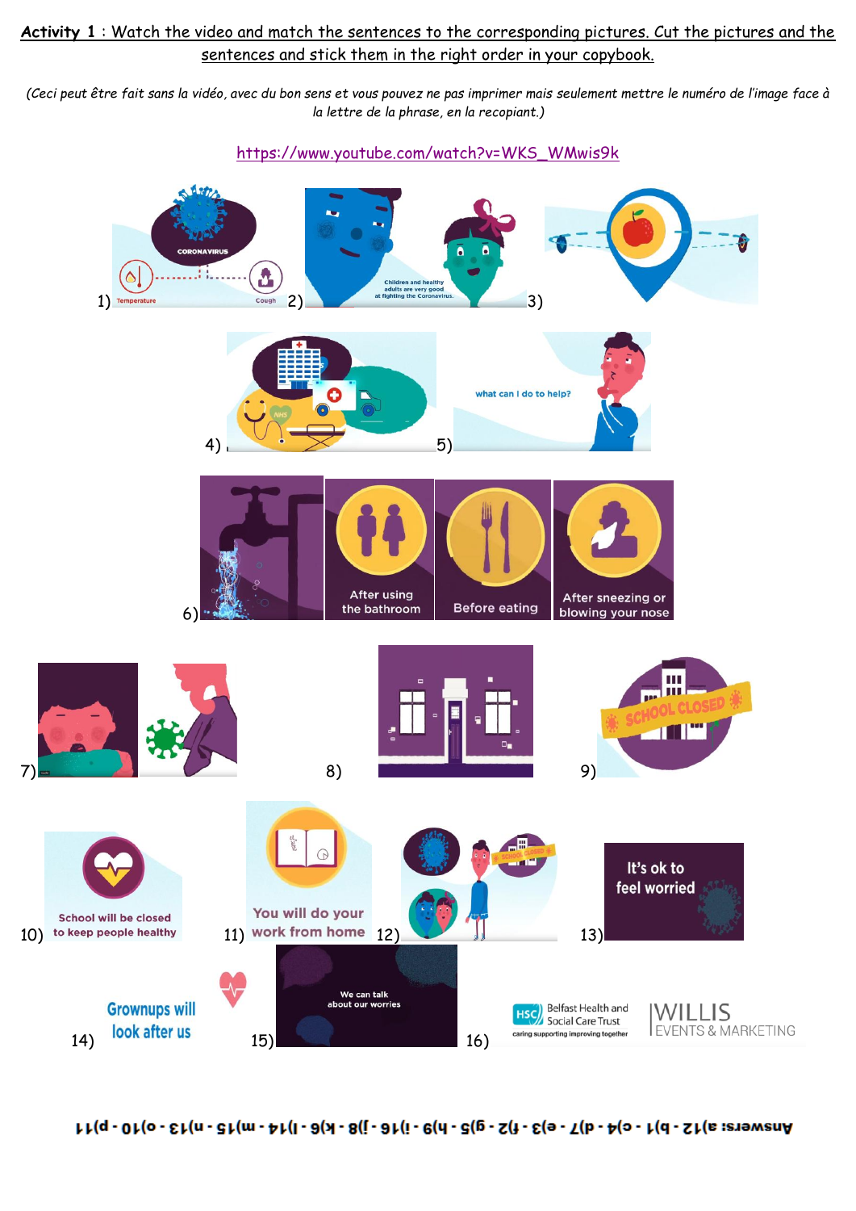**Activity 1** : Watch the video and match the sentences to the corresponding pictures. Cut the pictures and the sentences and stick them in the right order in your copybook.

*(Ceci peut être fait sans la vidéo, avec du bon sens et vous pouvez ne pas imprimer mais seulement mettre le numéro de l'image face à la lettre de la phrase, en la recopiant.)*

https://www.youtube.com/watch?v=WKS_WMwis9k

1) CORONAVIRUS – Temperature – Cough

2) Children and healthy adults are very good at fighting the Coronavirus.

3)

4) NHS

5) what can I do to help?

6) After using the bathroom – Before eating – After sneezing or blowing your nose

7)

8)

9) SCHOOL CLOSED

10) School will be closed to keep people healthy

11) You will do your work from home

12) SCHOOL CLOSED

13) It's ok to feel worried

14) Grownups will look after us

15) We can talk about our worries

16) HSC Belfast Health and Social Care Trust – caring supporting improving together – WILLIS EVENTS & MARKETING

Answers: a)12 - b)1 - c)4 - d)7 - e)3 - f)2 - g)5 - h)9 - i)16 - j)8 - k)6 - l)14 - m)15 - n)13 - o)10 - p)11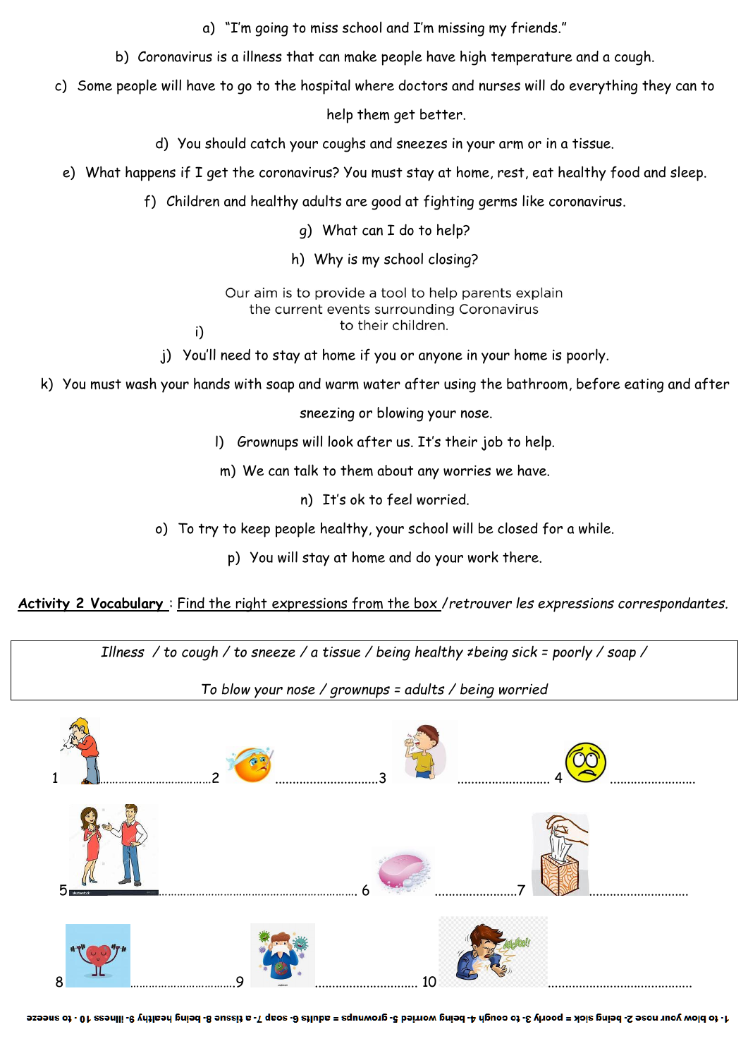a) "I'm going to miss school and I'm missing my friends."

b) Coronavirus is a illness that can make people have high temperature and a cough.

c) Some people will have to go to the hospital where doctors and nurses will do everything they can to help them get better.

d) You should catch your coughs and sneezes in your arm or in a tissue.

e) What happens if I get the coronavirus? You must stay at home, rest, eat healthy food and sleep.

f) Children and healthy adults are good at fighting germs like coronavirus.

g) What can I do to help?

h) Why is my school closing?

i) Our aim is to provide a tool to help parents explain the current events surrounding Coronavirus to their children.

j) You'll need to stay at home if you or anyone in your home is poorly.

k) You must wash your hands with soap and warm water after using the bathroom, before eating and after sneezing or blowing your nose.

l) Grownups will look after us. It's their job to help.

m) We can talk to them about any worries we have.

n) It's ok to feel worried.

o) To try to keep people healthy, your school will be closed for a while.

p) You will stay at home and do your work there.

**Activity 2 Vocabulary** : Find the right expressions from the box /*retrouver les expressions correspondantes.*

| *Illness / to cough / to sneeze / a tissue / being healthy ≠being sick = poorly / soap / To blow your nose / grownups = adults / being worried* |
|---|

1 .................................. 2 ............................ 3 .......................... 4 ........................

5 ............................................................ 6 ...................... 7 ............................

8 ................................ 9 ............................ 10 ........................................

1- to blow your nose 2- being sick = poorly 3- to cough 4- being worried 5- grownups = adults 6- soap 7- a tissue 8- being healthy 9- illness 10 - to sneeze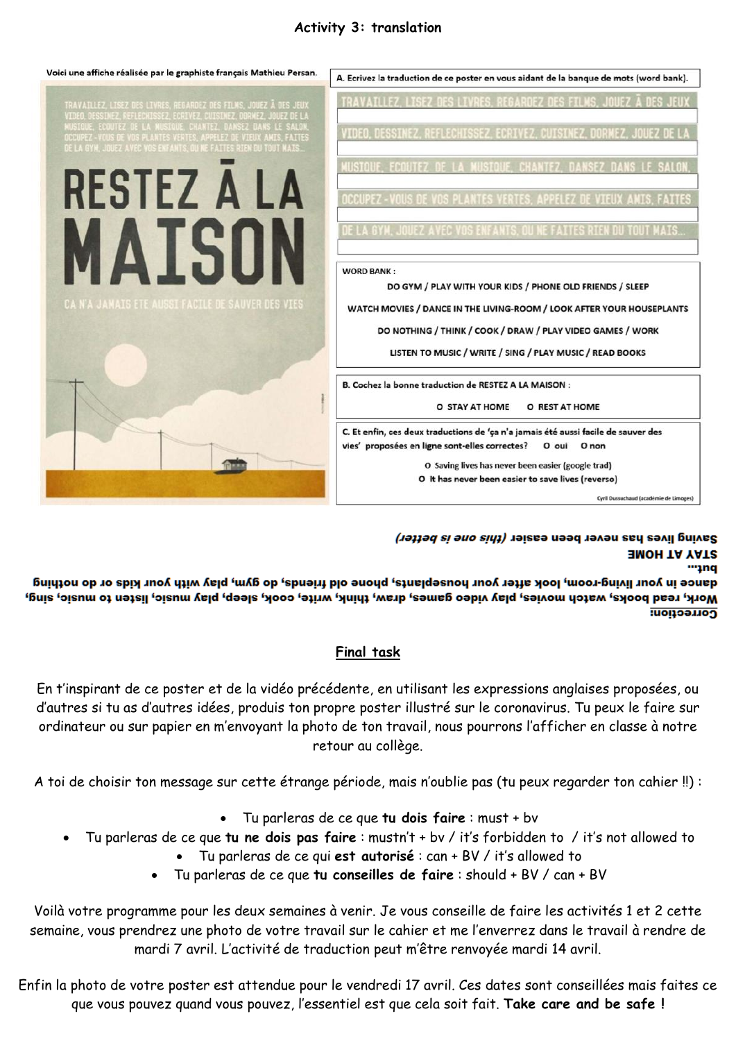**Activity 3: translation**

Voici une affiche réalisée par le graphiste français Mathieu Persan.

TRAVAILLEZ, LISEZ DES LIVRES, REGARDEZ DES FILMS, JOUEZ À DES JEUX VIDEO, DESSINEZ, REFLECHISSEZ, ECRIVEZ, CUISINEZ, DORMEZ, JOUEZ DE LA MUSIQUE, ECOUTEZ DE LA MUSIQUE, CHANTEZ, DANSEZ DANS LE SALON, OCCUPEZ-VOUS DE VOS PLANTES VERTES, APPELEZ DE VIEUX AMIS, FAITES DE LA GYM, JOUEZ AVEC VOS ENFANTS, OU NE FAITES RIEN DU TOUT MAIS...

RESTEZ À LA MAISON

CA N'A JAMAIS ETE AUSSI FACILE DE SAUVER DES VIES

A. Ecrivez la traduction de ce poster en vous aidant de la banque de mots (word bank).

TRAVAILLEZ, LISEZ DES LIVRES, REGARDEZ DES FILMS, JOUEZ À DES JEUX

VIDEO, DESSINEZ, REFLECHISSEZ, ECRIVEZ, CUISINEZ, DORMEZ, JOUEZ DE LA

MUSIQUE, ECOUTEZ DE LA MUSIQUE, CHANTEZ, DANSEZ DANS LE SALON,

OCCUPEZ-VOUS DE VOS PLANTES VERTES, APPELEZ DE VIEUX AMIS, FAITES

DE LA GYM, JOUEZ AVEC VOS ENFANTS, OU NE FAITES RIEN DU TOUT MAIS...

WORD BANK :

DO GYM / PLAY WITH YOUR KIDS / PHONE OLD FRIENDS / SLEEP

WATCH MOVIES / DANCE IN THE LIVING-ROOM / LOOK AFTER YOUR HOUSEPLANTS

DO NOTHING / THINK / COOK / DRAW / PLAY VIDEO GAMES / WORK

LISTEN TO MUSIC / WRITE / SING / PLAY MUSIC / READ BOOKS

B. Cochez la bonne traduction de RESTEZ A LA MAISON :

O STAY AT HOME O REST AT HOME

C. Et enfin, ces deux traductions de 'ça n'a jamais été aussi facile de sauver des vies' proposées en ligne sont-elles correctes? O oui O non

O Saving lives has never been easier (google trad)

O It has never been easier to save lives (reverso)

Cyril Dussuchaud (académie de Limoges)

**Correction:**

**Work, read books, watch movies, play video games, draw, think, write, cook, sleep, play music, listen to music, sing, dance in your living-room, look after your houseplants, phone old friends, do gym, play with your kids or do nothing but...**

**STAY AT HOME**

**Saving lives has never been easier *(this one is better)***

## Final task

En t'inspirant de ce poster et de la vidéo précédente, en utilisant les expressions anglaises proposées, ou d'autres si tu as d'autres idées, produis ton propre poster illustré sur le coronavirus. Tu peux le faire sur ordinateur ou sur papier en m'envoyant la photo de ton travail, nous pourrons l'afficher en classe à notre retour au collège.

A toi de choisir ton message sur cette étrange période, mais n'oublie pas (tu peux regarder ton cahier !!) :

- Tu parleras de ce que **tu dois faire** : must + bv
- Tu parleras de ce que **tu ne dois pas faire** : mustn't + bv / it's forbidden to / it's not allowed to
- Tu parleras de ce qui **est autorisé** : can + BV / it's allowed to
- Tu parleras de ce que **tu conseilles de faire** : should + BV / can + BV

Voilà votre programme pour les deux semaines à venir. Je vous conseille de faire les activités 1 et 2 cette semaine, vous prendrez une photo de votre travail sur le cahier et me l'enverrez dans le travail à rendre de mardi 7 avril. L'activité de traduction peut m'être renvoyée mardi 14 avril.

Enfin la photo de votre poster est attendue pour le vendredi 17 avril. Ces dates sont conseillées mais faites ce que vous pouvez quand vous pouvez, l'essentiel est que cela soit fait. **Take care and be safe !**